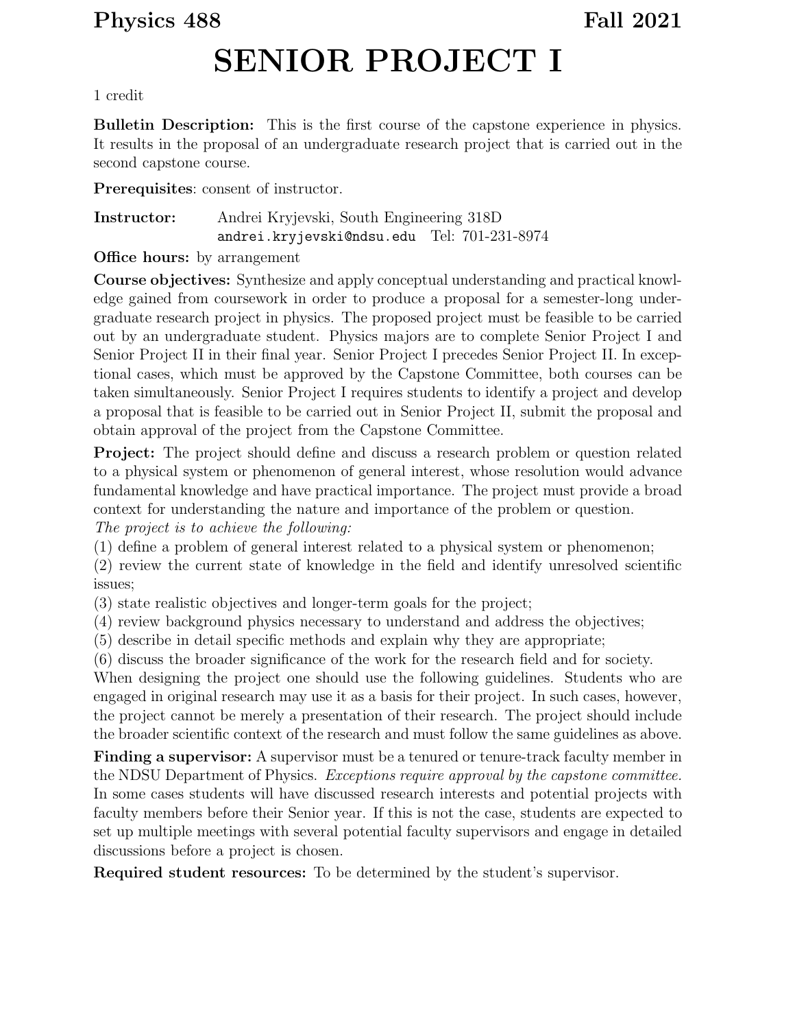**Physics 488** **Fall 2021**

# SENIOR PROJECT I

1 credit

**Bulletin Description:** This is the first course of the capstone experience in physics. It results in the proposal of an undergraduate research project that is carried out in the second capstone course.

**Prerequisites**: consent of instructor.

**Instructor:** Andrei Kryjevski, South Engineering 318D
`andrei.kryjevski@ndsu.edu` Tel: 701-231-8974

**Office hours:** by arrangement

**Course objectives:** Synthesize and apply conceptual understanding and practical knowledge gained from coursework in order to produce a proposal for a semester-long undergraduate research project in physics. The proposed project must be feasible to be carried out by an undergraduate student. Physics majors are to complete Senior Project I and Senior Project II in their final year. Senior Project I precedes Senior Project II. In exceptional cases, which must be approved by the Capstone Committee, both courses can be taken simultaneously. Senior Project I requires students to identify a project and develop a proposal that is feasible to be carried out in Senior Project II, submit the proposal and obtain approval of the project from the Capstone Committee.

**Project:** The project should define and discuss a research problem or question related to a physical system or phenomenon of general interest, whose resolution would advance fundamental knowledge and have practical importance. The project must provide a broad context for understanding the nature and importance of the problem or question.
*The project is to achieve the following:*
(1) define a problem of general interest related to a physical system or phenomenon;
(2) review the current state of knowledge in the field and identify unresolved scientific issues;
(3) state realistic objectives and longer-term goals for the project;
(4) review background physics necessary to understand and address the objectives;
(5) describe in detail specific methods and explain why they are appropriate;
(6) discuss the broader significance of the work for the research field and for society.
When designing the project one should use the following guidelines. Students who are engaged in original research may use it as a basis for their project. In such cases, however, the project cannot be merely a presentation of their research. The project should include the broader scientific context of the research and must follow the same guidelines as above.

**Finding a supervisor:** A supervisor must be a tenured or tenure-track faculty member in the NDSU Department of Physics. *Exceptions require approval by the capstone committee.* In some cases students will have discussed research interests and potential projects with faculty members before their Senior year. If this is not the case, students are expected to set up multiple meetings with several potential faculty supervisors and engage in detailed discussions before a project is chosen.

**Required student resources:** To be determined by the student's supervisor.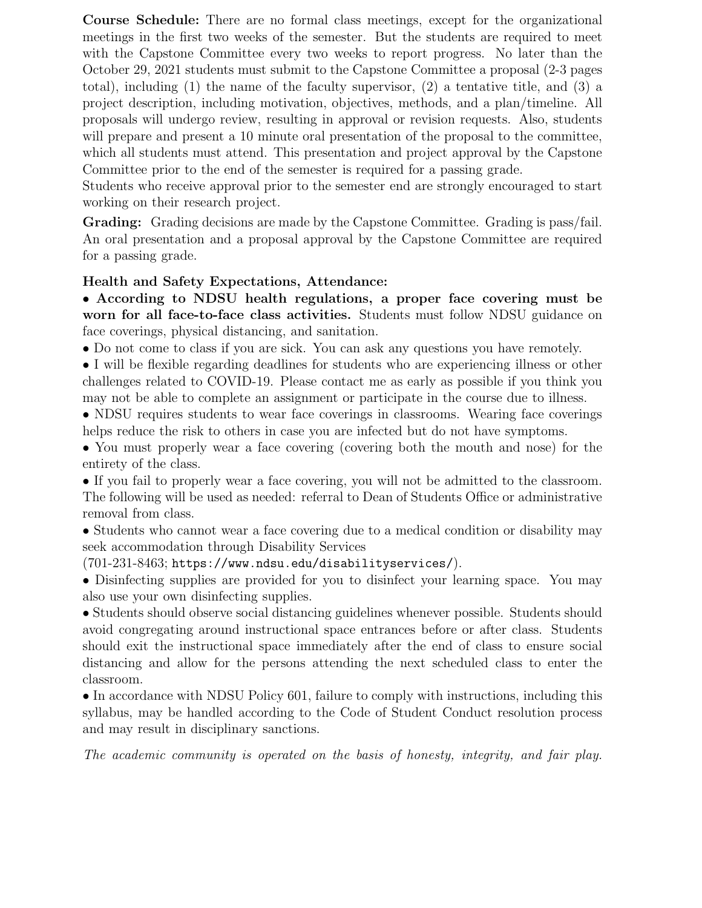**Course Schedule:** There are no formal class meetings, except for the organizational meetings in the first two weeks of the semester. But the students are required to meet with the Capstone Committee every two weeks to report progress. No later than the October 29, 2021 students must submit to the Capstone Committee a proposal (2-3 pages total), including (1) the name of the faculty supervisor, (2) a tentative title, and (3) a project description, including motivation, objectives, methods, and a plan/timeline. All proposals will undergo review, resulting in approval or revision requests. Also, students will prepare and present a 10 minute oral presentation of the proposal to the committee, which all students must attend. This presentation and project approval by the Capstone Committee prior to the end of the semester is required for a passing grade.
Students who receive approval prior to the semester end are strongly encouraged to start working on their research project.

**Grading:** Grading decisions are made by the Capstone Committee. Grading is pass/fail. An oral presentation and a proposal approval by the Capstone Committee are required for a passing grade.

**Health and Safety Expectations, Attendance:**

- **According to NDSU health regulations, a proper face covering must be worn for all face-to-face class activities.** Students must follow NDSU guidance on face coverings, physical distancing, and sanitation.
- Do not come to class if you are sick. You can ask any questions you have remotely.
- I will be flexible regarding deadlines for students who are experiencing illness or other challenges related to COVID-19. Please contact me as early as possible if you think you may not be able to complete an assignment or participate in the course due to illness.
- NDSU requires students to wear face coverings in classrooms. Wearing face coverings helps reduce the risk to others in case you are infected but do not have symptoms.
- You must properly wear a face covering (covering both the mouth and nose) for the entirety of the class.
- If you fail to properly wear a face covering, you will not be admitted to the classroom. The following will be used as needed: referral to Dean of Students Office or administrative removal from class.
- Students who cannot wear a face covering due to a medical condition or disability may seek accommodation through Disability Services (701-231-8463; https://www.ndsu.edu/disabilityservices/).
- Disinfecting supplies are provided for you to disinfect your learning space. You may also use your own disinfecting supplies.
- Students should observe social distancing guidelines whenever possible. Students should avoid congregating around instructional space entrances before or after class. Students should exit the instructional space immediately after the end of class to ensure social distancing and allow for the persons attending the next scheduled class to enter the classroom.
- In accordance with NDSU Policy 601, failure to comply with instructions, including this syllabus, may be handled according to the Code of Student Conduct resolution process and may result in disciplinary sanctions.

*The academic community is operated on the basis of honesty, integrity, and fair play.*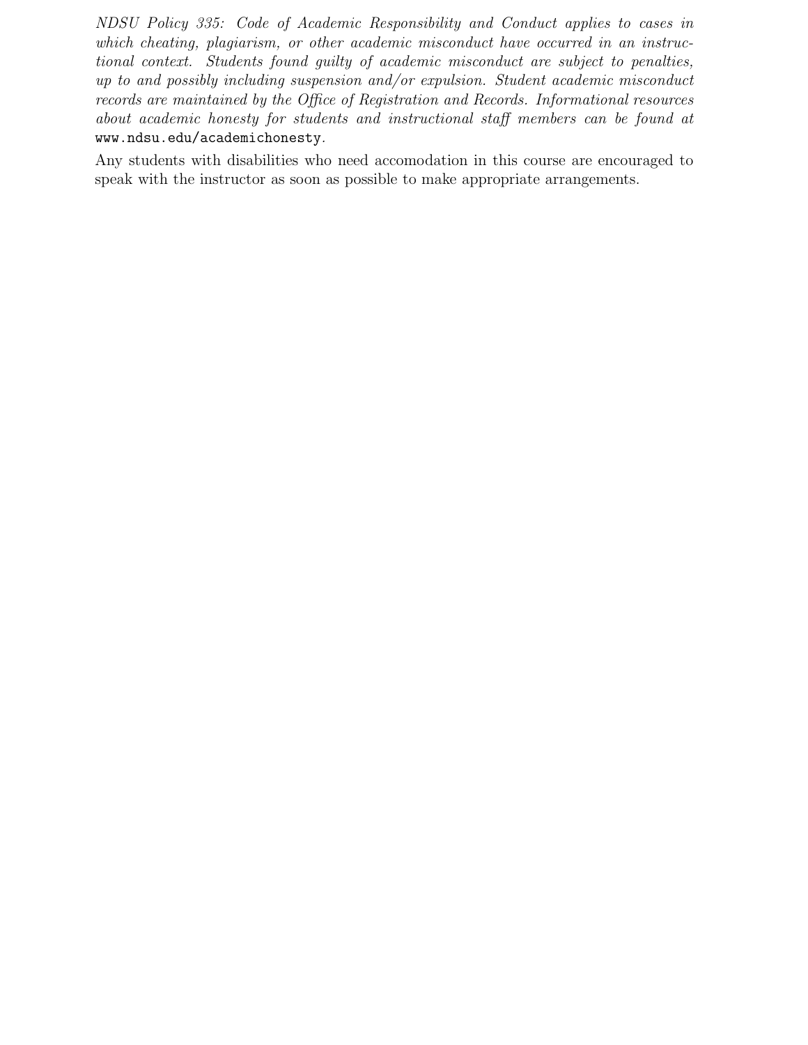*NDSU Policy 335: Code of Academic Responsibility and Conduct applies to cases in which cheating, plagiarism, or other academic misconduct have occurred in an instructional context. Students found guilty of academic misconduct are subject to penalties, up to and possibly including suspension and/or expulsion. Student academic misconduct records are maintained by the Office of Registration and Records. Informational resources about academic honesty for students and instructional staff members can be found at* `www.ndsu.edu/academichonesty`.

Any students with disabilities who need accomodation in this course are encouraged to speak with the instructor as soon as possible to make appropriate arrangements.